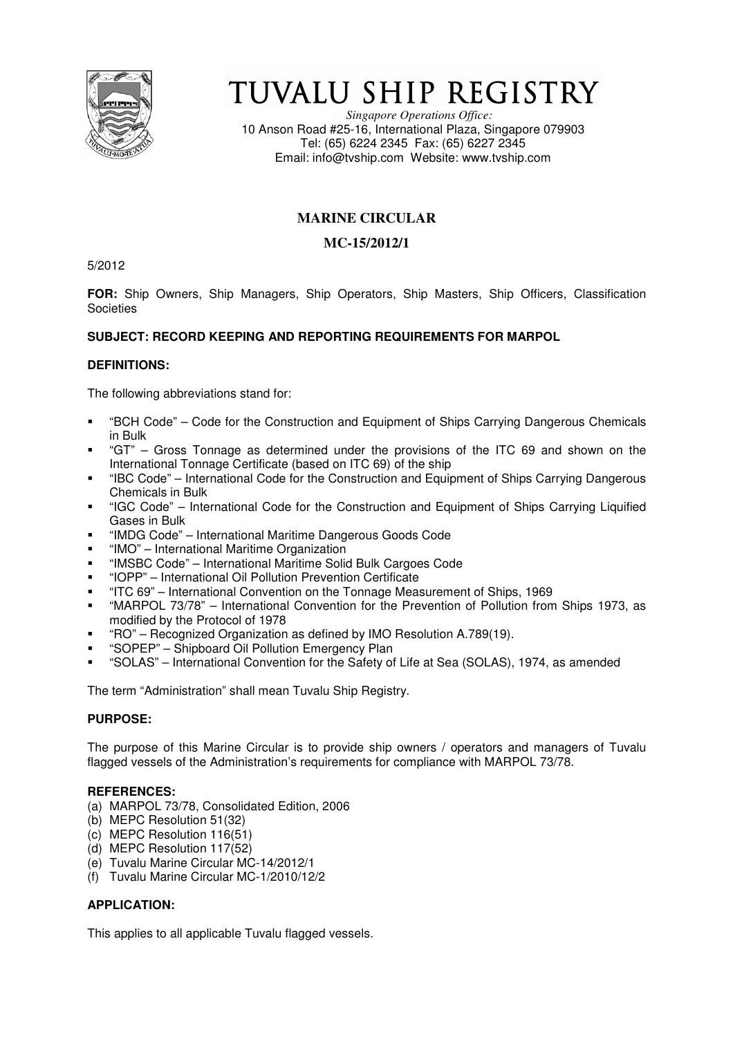# TUVALU SHIP REGISTRY

*Singapore Operations Office:*
10 Anson Road #25-16, International Plaza, Singapore 079903
Tel: (65) 6224 2345 Fax: (65) 6227 2345
Email: info@tvship.com Website: www.tvship.com

## MARINE CIRCULAR

## MC-15/2012/1

5/2012

**FOR:** Ship Owners, Ship Managers, Ship Operators, Ship Masters, Ship Officers, Classification Societies

**SUBJECT: RECORD KEEPING AND REPORTING REQUIREMENTS FOR MARPOL**

**DEFINITIONS:**

The following abbreviations stand for:

- "BCH Code" – Code for the Construction and Equipment of Ships Carrying Dangerous Chemicals in Bulk
- "GT" – Gross Tonnage as determined under the provisions of the ITC 69 and shown on the International Tonnage Certificate (based on ITC 69) of the ship
- "IBC Code" – International Code for the Construction and Equipment of Ships Carrying Dangerous Chemicals in Bulk
- "IGC Code" – International Code for the Construction and Equipment of Ships Carrying Liquified Gases in Bulk
- "IMDG Code" – International Maritime Dangerous Goods Code
- "IMO" – International Maritime Organization
- "IMSBC Code" – International Maritime Solid Bulk Cargoes Code
- "IOPP" – International Oil Pollution Prevention Certificate
- "ITC 69" – International Convention on the Tonnage Measurement of Ships, 1969
- "MARPOL 73/78" – International Convention for the Prevention of Pollution from Ships 1973, as modified by the Protocol of 1978
- "RO" – Recognized Organization as defined by IMO Resolution A.789(19).
- "SOPEP" – Shipboard Oil Pollution Emergency Plan
- "SOLAS" – International Convention for the Safety of Life at Sea (SOLAS), 1974, as amended

The term "Administration" shall mean Tuvalu Ship Registry.

**PURPOSE:**

The purpose of this Marine Circular is to provide ship owners / operators and managers of Tuvalu flagged vessels of the Administration's requirements for compliance with MARPOL 73/78.

**REFERENCES:**

(a) MARPOL 73/78, Consolidated Edition, 2006
(b) MEPC Resolution 51(32)
(c) MEPC Resolution 116(51)
(d) MEPC Resolution 117(52)
(e) Tuvalu Marine Circular MC-14/2012/1
(f) Tuvalu Marine Circular MC-1/2010/12/2

**APPLICATION:**

This applies to all applicable Tuvalu flagged vessels.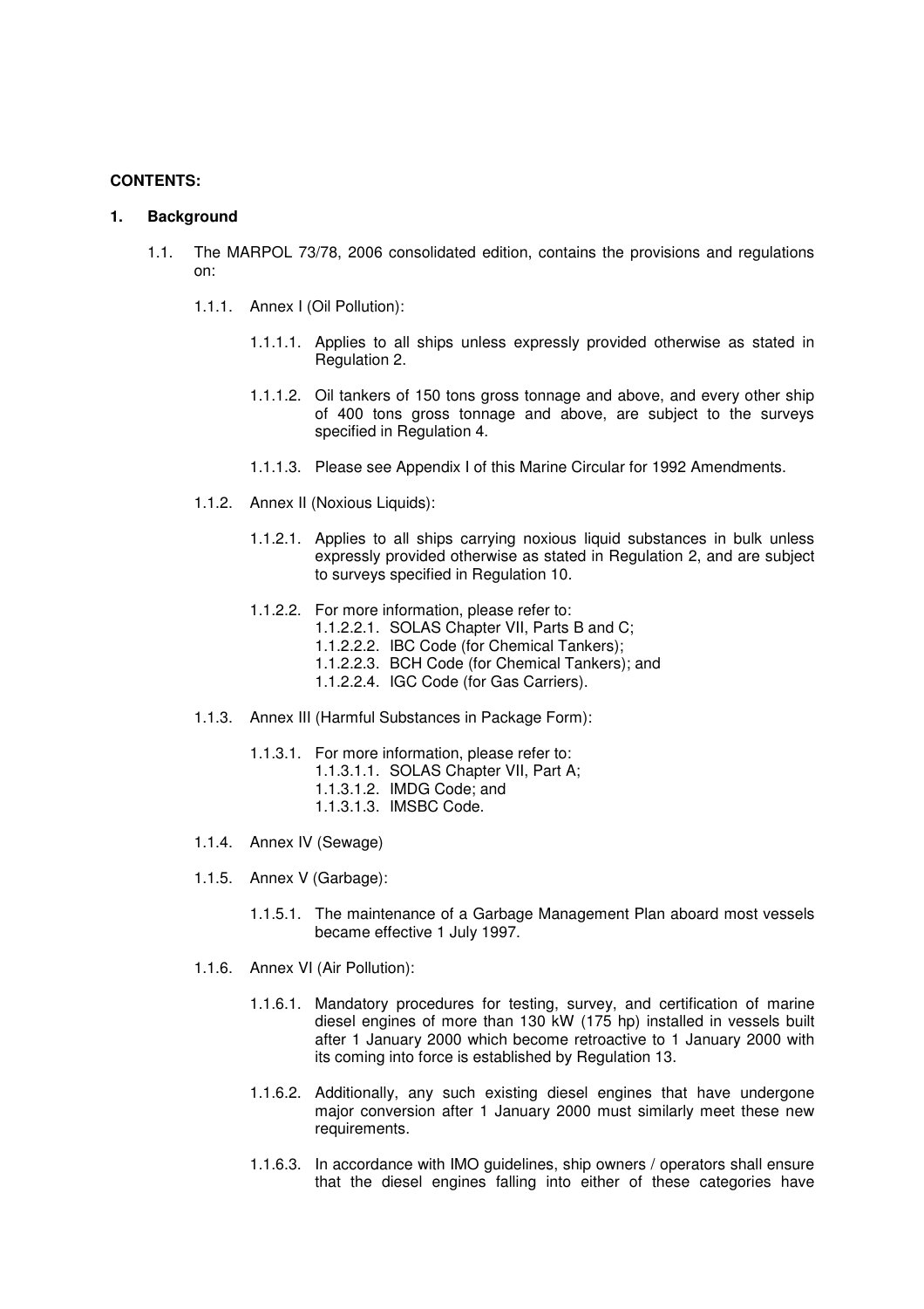**CONTENTS:**

**1. Background**

1.1. The MARPOL 73/78, 2006 consolidated edition, contains the provisions and regulations on:

1.1.1. Annex I (Oil Pollution):

1.1.1.1. Applies to all ships unless expressly provided otherwise as stated in Regulation 2.

1.1.1.2. Oil tankers of 150 tons gross tonnage and above, and every other ship of 400 tons gross tonnage and above, are subject to the surveys specified in Regulation 4.

1.1.1.3. Please see Appendix I of this Marine Circular for 1992 Amendments.

1.1.2. Annex II (Noxious Liquids):

1.1.2.1. Applies to all ships carrying noxious liquid substances in bulk unless expressly provided otherwise as stated in Regulation 2, and are subject to surveys specified in Regulation 10.

1.1.2.2. For more information, please refer to:
1.1.2.2.1. SOLAS Chapter VII, Parts B and C;
1.1.2.2.2. IBC Code (for Chemical Tankers);
1.1.2.2.3. BCH Code (for Chemical Tankers); and
1.1.2.2.4. IGC Code (for Gas Carriers).

1.1.3. Annex III (Harmful Substances in Package Form):

1.1.3.1. For more information, please refer to:
1.1.3.1.1. SOLAS Chapter VII, Part A;
1.1.3.1.2. IMDG Code; and
1.1.3.1.3. IMSBC Code.

1.1.4. Annex IV (Sewage)

1.1.5. Annex V (Garbage):

1.1.5.1. The maintenance of a Garbage Management Plan aboard most vessels became effective 1 July 1997.

1.1.6. Annex VI (Air Pollution):

1.1.6.1. Mandatory procedures for testing, survey, and certification of marine diesel engines of more than 130 kW (175 hp) installed in vessels built after 1 January 2000 which become retroactive to 1 January 2000 with its coming into force is established by Regulation 13.

1.1.6.2. Additionally, any such existing diesel engines that have undergone major conversion after 1 January 2000 must similarly meet these new requirements.

1.1.6.3. In accordance with IMO guidelines, ship owners / operators shall ensure that the diesel engines falling into either of these categories have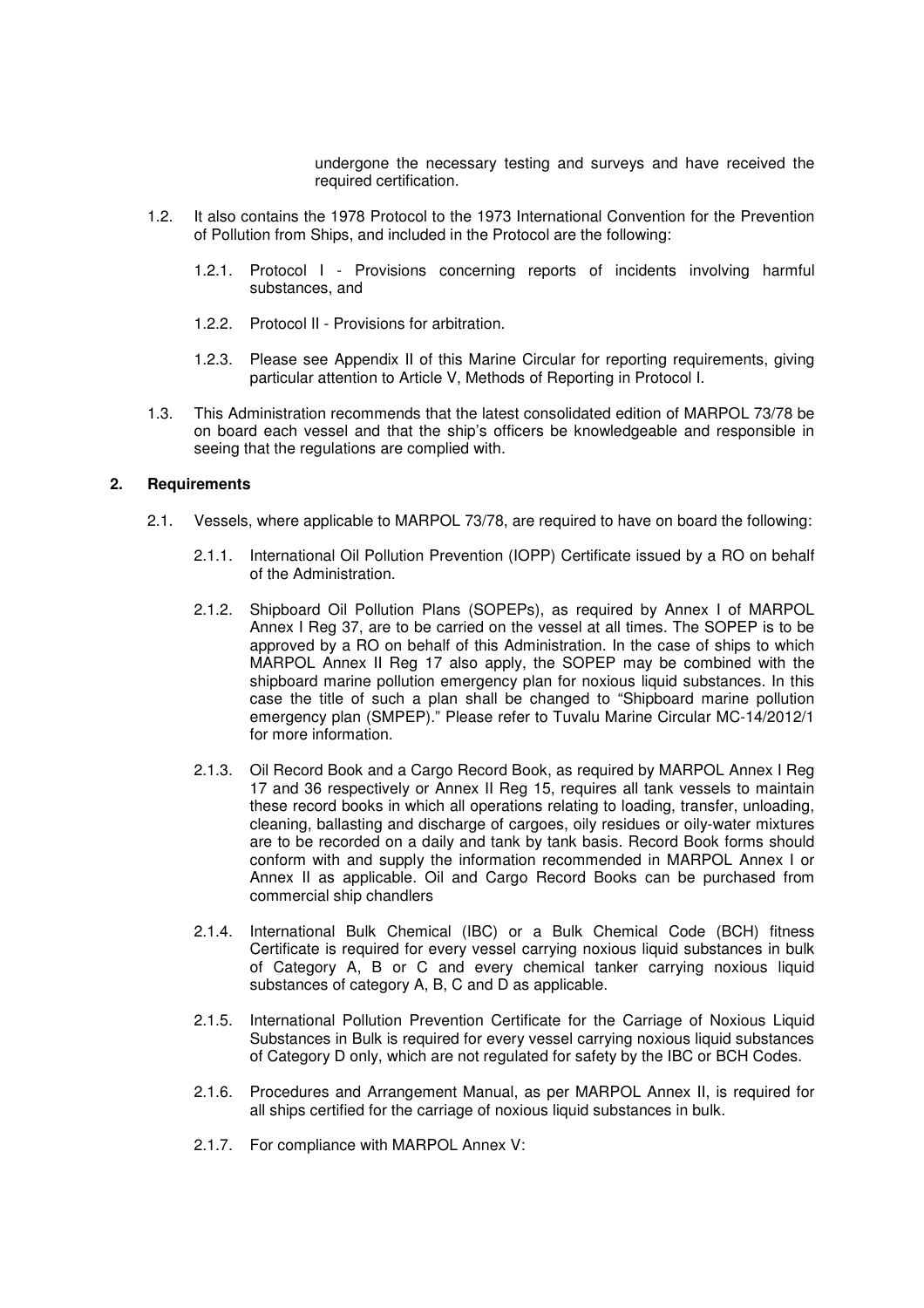undergone the necessary testing and surveys and have received the required certification.

1.2. It also contains the 1978 Protocol to the 1973 International Convention for the Prevention of Pollution from Ships, and included in the Protocol are the following:

1.2.1. Protocol I - Provisions concerning reports of incidents involving harmful substances, and

1.2.2. Protocol II - Provisions for arbitration.

1.2.3. Please see Appendix II of this Marine Circular for reporting requirements, giving particular attention to Article V, Methods of Reporting in Protocol I.

1.3. This Administration recommends that the latest consolidated edition of MARPOL 73/78 be on board each vessel and that the ship's officers be knowledgeable and responsible in seeing that the regulations are complied with.

## 2. Requirements

2.1. Vessels, where applicable to MARPOL 73/78, are required to have on board the following:

2.1.1. International Oil Pollution Prevention (IOPP) Certificate issued by a RO on behalf of the Administration.

2.1.2. Shipboard Oil Pollution Plans (SOPEPs), as required by Annex I of MARPOL Annex I Reg 37, are to be carried on the vessel at all times. The SOPEP is to be approved by a RO on behalf of this Administration. In the case of ships to which MARPOL Annex II Reg 17 also apply, the SOPEP may be combined with the shipboard marine pollution emergency plan for noxious liquid substances. In this case the title of such a plan shall be changed to "Shipboard marine pollution emergency plan (SMPEP)." Please refer to Tuvalu Marine Circular MC-14/2012/1 for more information.

2.1.3. Oil Record Book and a Cargo Record Book, as required by MARPOL Annex I Reg 17 and 36 respectively or Annex II Reg 15, requires all tank vessels to maintain these record books in which all operations relating to loading, transfer, unloading, cleaning, ballasting and discharge of cargoes, oily residues or oily-water mixtures are to be recorded on a daily and tank by tank basis. Record Book forms should conform with and supply the information recommended in MARPOL Annex I or Annex II as applicable. Oil and Cargo Record Books can be purchased from commercial ship chandlers

2.1.4. International Bulk Chemical (IBC) or a Bulk Chemical Code (BCH) fitness Certificate is required for every vessel carrying noxious liquid substances in bulk of Category A, B or C and every chemical tanker carrying noxious liquid substances of category A, B, C and D as applicable.

2.1.5. International Pollution Prevention Certificate for the Carriage of Noxious Liquid Substances in Bulk is required for every vessel carrying noxious liquid substances of Category D only, which are not regulated for safety by the IBC or BCH Codes.

2.1.6. Procedures and Arrangement Manual, as per MARPOL Annex II, is required for all ships certified for the carriage of noxious liquid substances in bulk.

2.1.7. For compliance with MARPOL Annex V: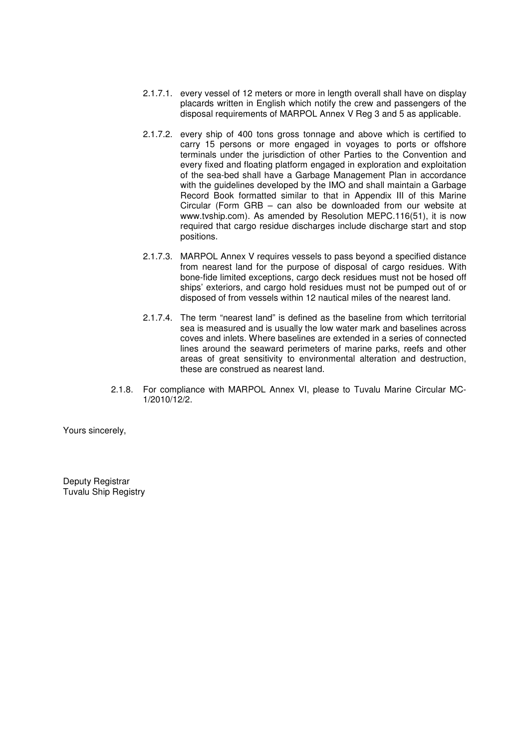2.1.7.1. every vessel of 12 meters or more in length overall shall have on display placards written in English which notify the crew and passengers of the disposal requirements of MARPOL Annex V Reg 3 and 5 as applicable.

2.1.7.2. every ship of 400 tons gross tonnage and above which is certified to carry 15 persons or more engaged in voyages to ports or offshore terminals under the jurisdiction of other Parties to the Convention and every fixed and floating platform engaged in exploration and exploitation of the sea-bed shall have a Garbage Management Plan in accordance with the guidelines developed by the IMO and shall maintain a Garbage Record Book formatted similar to that in Appendix III of this Marine Circular (Form GRB – can also be downloaded from our website at www.tvship.com). As amended by Resolution MEPC.116(51), it is now required that cargo residue discharges include discharge start and stop positions.

2.1.7.3. MARPOL Annex V requires vessels to pass beyond a specified distance from nearest land for the purpose of disposal of cargo residues. With bone-fide limited exceptions, cargo deck residues must not be hosed off ships' exteriors, and cargo hold residues must not be pumped out of or disposed of from vessels within 12 nautical miles of the nearest land.

2.1.7.4. The term "nearest land" is defined as the baseline from which territorial sea is measured and is usually the low water mark and baselines across coves and inlets. Where baselines are extended in a series of connected lines around the seaward perimeters of marine parks, reefs and other areas of great sensitivity to environmental alteration and destruction, these are construed as nearest land.

2.1.8. For compliance with MARPOL Annex VI, please to Tuvalu Marine Circular MC-1/2010/12/2.

Yours sincerely,

Deputy Registrar
Tuvalu Ship Registry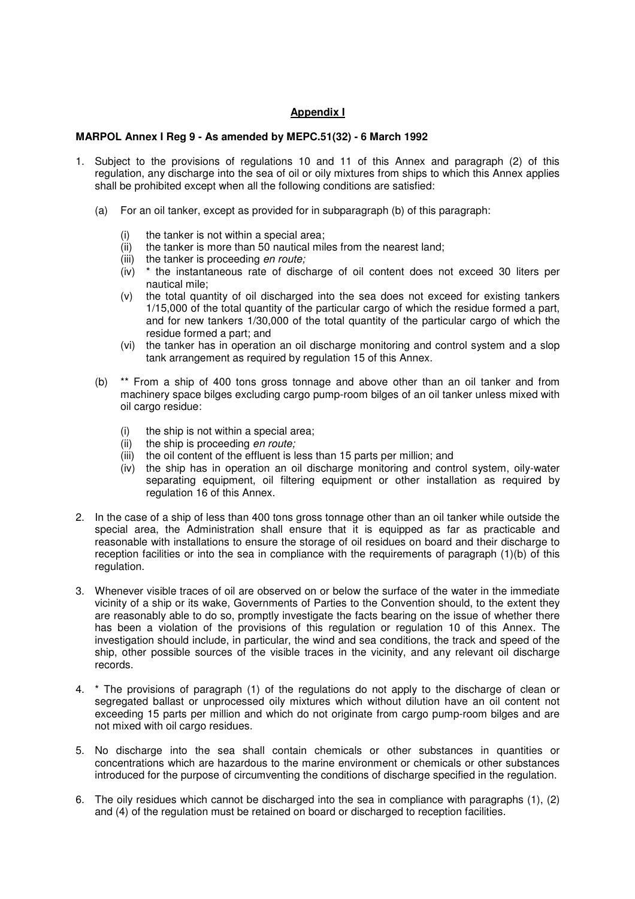## Appendix I

**MARPOL Annex I Reg 9 - As amended by MEPC.51(32) - 6 March 1992**

1. Subject to the provisions of regulations 10 and 11 of this Annex and paragraph (2) of this regulation, any discharge into the sea of oil or oily mixtures from ships to which this Annex applies shall be prohibited except when all the following conditions are satisfied:

   (a) For an oil tanker, except as provided for in subparagraph (b) of this paragraph:

      (i) the tanker is not within a special area;
      (ii) the tanker is more than 50 nautical miles from the nearest land;
      (iii) the tanker is proceeding *en route;*
      (iv) * the instantaneous rate of discharge of oil content does not exceed 30 liters per nautical mile;
      (v) the total quantity of oil discharged into the sea does not exceed for existing tankers 1/15,000 of the total quantity of the particular cargo of which the residue formed a part, and for new tankers 1/30,000 of the total quantity of the particular cargo of which the residue formed a part; and
      (vi) the tanker has in operation an oil discharge monitoring and control system and a slop tank arrangement as required by regulation 15 of this Annex.

   (b) ** From a ship of 400 tons gross tonnage and above other than an oil tanker and from machinery space bilges excluding cargo pump-room bilges of an oil tanker unless mixed with oil cargo residue:

      (i) the ship is not within a special area;
      (ii) the ship is proceeding *en route;*
      (iii) the oil content of the effluent is less than 15 parts per million; and
      (iv) the ship has in operation an oil discharge monitoring and control system, oily-water separating equipment, oil filtering equipment or other installation as required by regulation 16 of this Annex.

2. In the case of a ship of less than 400 tons gross tonnage other than an oil tanker while outside the special area, the Administration shall ensure that it is equipped as far as practicable and reasonable with installations to ensure the storage of oil residues on board and their discharge to reception facilities or into the sea in compliance with the requirements of paragraph (1)(b) of this regulation.

3. Whenever visible traces of oil are observed on or below the surface of the water in the immediate vicinity of a ship or its wake, Governments of Parties to the Convention should, to the extent they are reasonably able to do so, promptly investigate the facts bearing on the issue of whether there has been a violation of the provisions of this regulation or regulation 10 of this Annex. The investigation should include, in particular, the wind and sea conditions, the track and speed of the ship, other possible sources of the visible traces in the vicinity, and any relevant oil discharge records.

4. * The provisions of paragraph (1) of the regulations do not apply to the discharge of clean or segregated ballast or unprocessed oily mixtures which without dilution have an oil content not exceeding 15 parts per million and which do not originate from cargo pump-room bilges and are not mixed with oil cargo residues.

5. No discharge into the sea shall contain chemicals or other substances in quantities or concentrations which are hazardous to the marine environment or chemicals or other substances introduced for the purpose of circumventing the conditions of discharge specified in the regulation.

6. The oily residues which cannot be discharged into the sea in compliance with paragraphs (1), (2) and (4) of the regulation must be retained on board or discharged to reception facilities.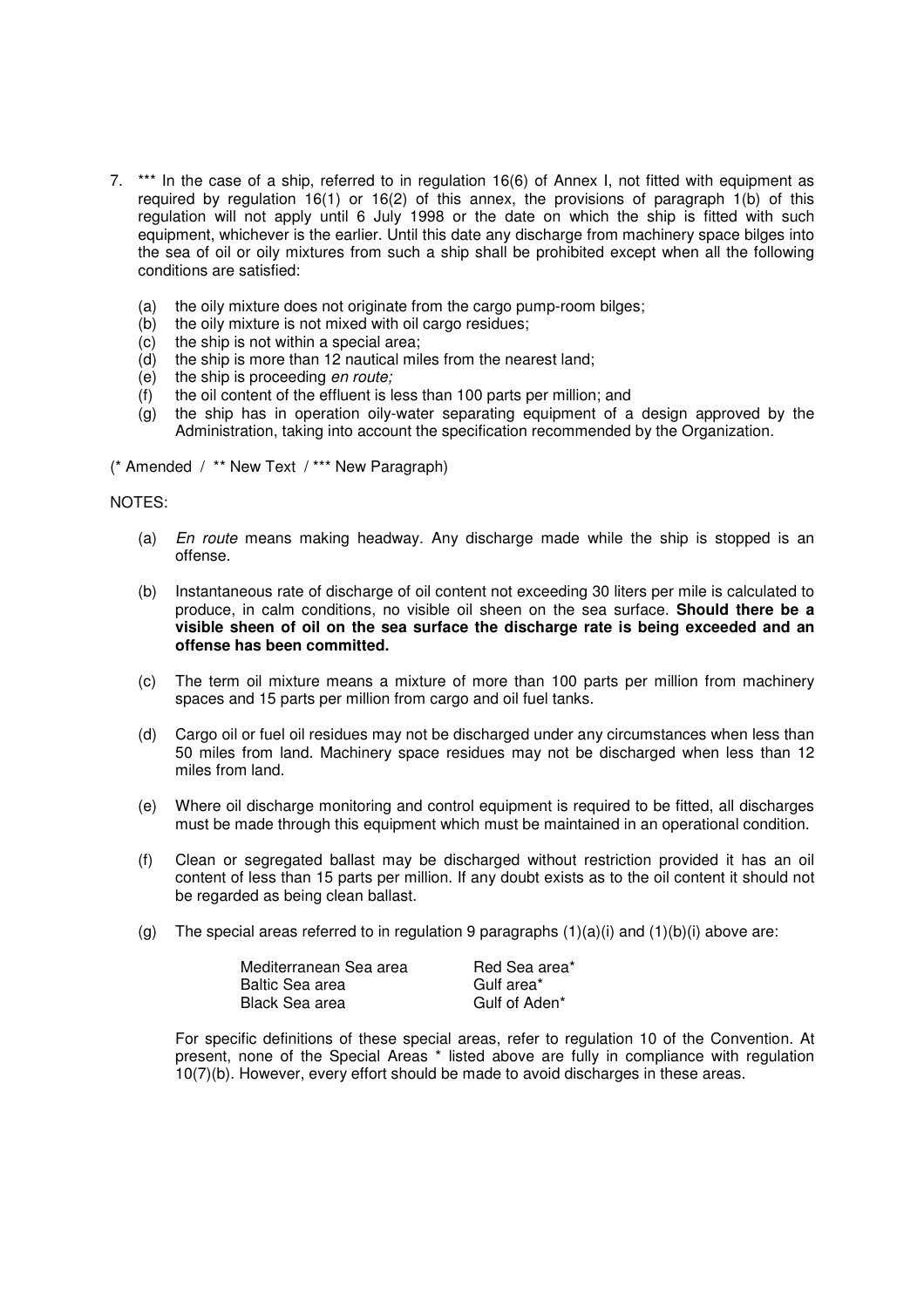7. *** In the case of a ship, referred to in regulation 16(6) of Annex I, not fitted with equipment as required by regulation 16(1) or 16(2) of this annex, the provisions of paragraph 1(b) of this regulation will not apply until 6 July 1998 or the date on which the ship is fitted with such equipment, whichever is the earlier. Until this date any discharge from machinery space bilges into the sea of oil or oily mixtures from such a ship shall be prohibited except when all the following conditions are satisfied:

   (a) the oily mixture does not originate from the cargo pump-room bilges;
   (b) the oily mixture is not mixed with oil cargo residues;
   (c) the ship is not within a special area;
   (d) the ship is more than 12 nautical miles from the nearest land;
   (e) the ship is proceeding *en route;*
   (f) the oil content of the effluent is less than 100 parts per million; and
   (g) the ship has in operation oily-water separating equipment of a design approved by the Administration, taking into account the specification recommended by the Organization.

(* Amended / ** New Text / *** New Paragraph)

NOTES:

(a) *En route* means making headway. Any discharge made while the ship is stopped is an offense.

(b) Instantaneous rate of discharge of oil content not exceeding 30 liters per mile is calculated to produce, in calm conditions, no visible oil sheen on the sea surface. **Should there be a visible sheen of oil on the sea surface the discharge rate is being exceeded and an offense has been committed.**

(c) The term oil mixture means a mixture of more than 100 parts per million from machinery spaces and 15 parts per million from cargo and oil fuel tanks.

(d) Cargo oil or fuel oil residues may not be discharged under any circumstances when less than 50 miles from land. Machinery space residues may not be discharged when less than 12 miles from land.

(e) Where oil discharge monitoring and control equipment is required to be fitted, all discharges must be made through this equipment which must be maintained in an operational condition.

(f) Clean or segregated ballast may be discharged without restriction provided it has an oil content of less than 15 parts per million. If any doubt exists as to the oil content it should not be regarded as being clean ballast.

(g) The special areas referred to in regulation 9 paragraphs (1)(a)(i) and (1)(b)(i) above are:

| | |
|---|---|
| Mediterranean Sea area | Red Sea area* |
| Baltic Sea area | Gulf area* |
| Black Sea area | Gulf of Aden* |

For specific definitions of these special areas, refer to regulation 10 of the Convention. At present, none of the Special Areas * listed above are fully in compliance with regulation 10(7)(b). However, every effort should be made to avoid discharges in these areas.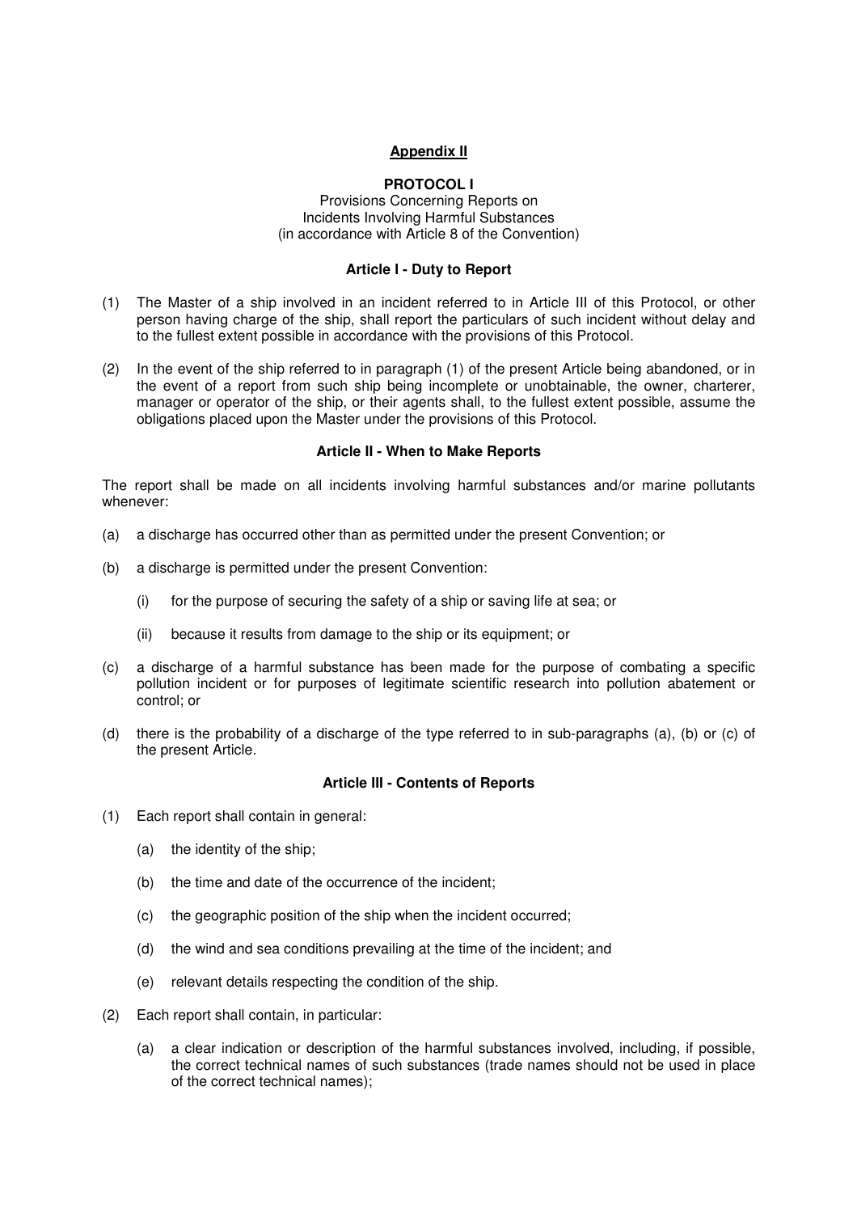## Appendix II

### PROTOCOL I

Provisions Concerning Reports on
Incidents Involving Harmful Substances
(in accordance with Article 8 of the Convention)

#### Article I - Duty to Report

(1) The Master of a ship involved in an incident referred to in Article III of this Protocol, or other person having charge of the ship, shall report the particulars of such incident without delay and to the fullest extent possible in accordance with the provisions of this Protocol.

(2) In the event of the ship referred to in paragraph (1) of the present Article being abandoned, or in the event of a report from such ship being incomplete or unobtainable, the owner, charterer, manager or operator of the ship, or their agents shall, to the fullest extent possible, assume the obligations placed upon the Master under the provisions of this Protocol.

#### Article II - When to Make Reports

The report shall be made on all incidents involving harmful substances and/or marine pollutants whenever:

(a) a discharge has occurred other than as permitted under the present Convention; or

(b) a discharge is permitted under the present Convention:

   (i) for the purpose of securing the safety of a ship or saving life at sea; or

   (ii) because it results from damage to the ship or its equipment; or

(c) a discharge of a harmful substance has been made for the purpose of combating a specific pollution incident or for purposes of legitimate scientific research into pollution abatement or control; or

(d) there is the probability of a discharge of the type referred to in sub-paragraphs (a), (b) or (c) of the present Article.

#### Article III - Contents of Reports

(1) Each report shall contain in general:

   (a) the identity of the ship;

   (b) the time and date of the occurrence of the incident;

   (c) the geographic position of the ship when the incident occurred;

   (d) the wind and sea conditions prevailing at the time of the incident; and

   (e) relevant details respecting the condition of the ship.

(2) Each report shall contain, in particular:

   (a) a clear indication or description of the harmful substances involved, including, if possible, the correct technical names of such substances (trade names should not be used in place of the correct technical names);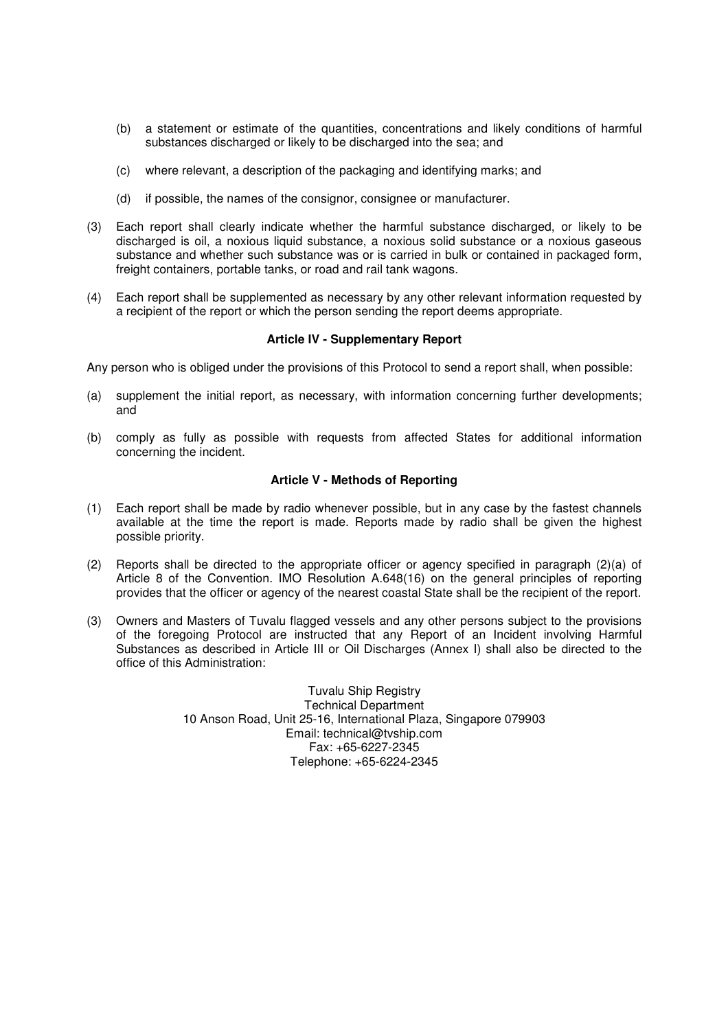(b) a statement or estimate of the quantities, concentrations and likely conditions of harmful substances discharged or likely to be discharged into the sea; and

(c) where relevant, a description of the packaging and identifying marks; and

(d) if possible, the names of the consignor, consignee or manufacturer.

(3) Each report shall clearly indicate whether the harmful substance discharged, or likely to be discharged is oil, a noxious liquid substance, a noxious solid substance or a noxious gaseous substance and whether such substance was or is carried in bulk or contained in packaged form, freight containers, portable tanks, or road and rail tank wagons.

(4) Each report shall be supplemented as necessary by any other relevant information requested by a recipient of the report or which the person sending the report deems appropriate.

**Article IV - Supplementary Report**

Any person who is obliged under the provisions of this Protocol to send a report shall, when possible:

(a) supplement the initial report, as necessary, with information concerning further developments; and

(b) comply as fully as possible with requests from affected States for additional information concerning the incident.

**Article V - Methods of Reporting**

(1) Each report shall be made by radio whenever possible, but in any case by the fastest channels available at the time the report is made. Reports made by radio shall be given the highest possible priority.

(2) Reports shall be directed to the appropriate officer or agency specified in paragraph (2)(a) of Article 8 of the Convention. IMO Resolution A.648(16) on the general principles of reporting provides that the officer or agency of the nearest coastal State shall be the recipient of the report.

(3) Owners and Masters of Tuvalu flagged vessels and any other persons subject to the provisions of the foregoing Protocol are instructed that any Report of an Incident involving Harmful Substances as described in Article III or Oil Discharges (Annex I) shall also be directed to the office of this Administration:

Tuvalu Ship Registry
Technical Department
10 Anson Road, Unit 25-16, International Plaza, Singapore 079903
Email: technical@tvship.com
Fax: +65-6227-2345
Telephone: +65-6224-2345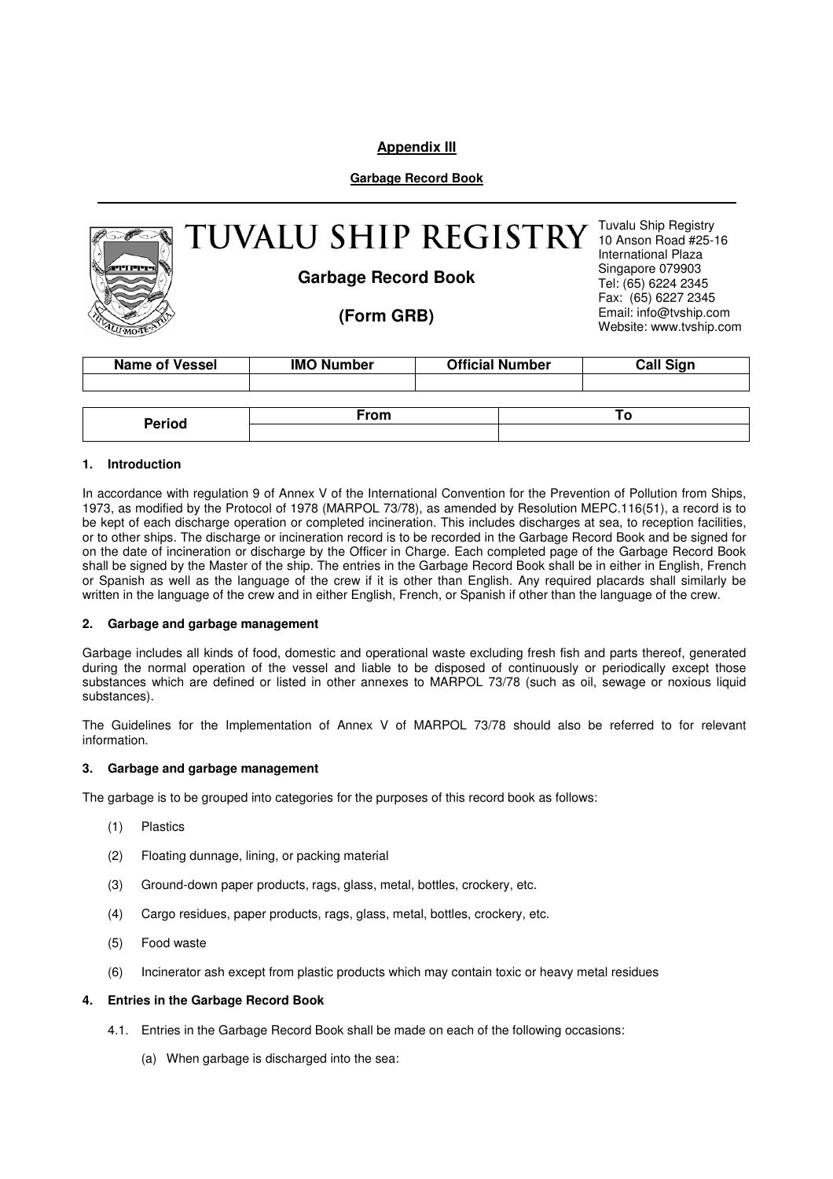**Appendix III**

**Garbage Record Book**

---

# TUVALU SHIP REGISTRY

**Garbage Record Book**

**(Form GRB)**

Tuvalu Ship Registry
10 Anson Road #25-16
International Plaza
Singapore 079903
Tel: (65) 6224 2345
Fax: (65) 6227 2345
Email: info@tvship.com
Website: www.tvship.com

| Name of Vessel | IMO Number | Official Number | Call Sign |
|---|---|---|---|
| | | | |

| Period | From | To |
|---|---|---|
| | | |

#### 1. Introduction

In accordance with regulation 9 of Annex V of the International Convention for the Prevention of Pollution from Ships, 1973, as modified by the Protocol of 1978 (MARPOL 73/78), as amended by Resolution MEPC.116(51), a record is to be kept of each discharge operation or completed incineration. This includes discharges at sea, to reception facilities, or to other ships. The discharge or incineration record is to be recorded in the Garbage Record Book and be signed for on the date of incineration or discharge by the Officer in Charge. Each completed page of the Garbage Record Book shall be signed by the Master of the ship. The entries in the Garbage Record Book shall be in either in English, French or Spanish as well as the language of the crew if it is other than English. Any required placards shall similarly be written in the language of the crew and in either English, French, or Spanish if other than the language of the crew.

#### 2. Garbage and garbage management

Garbage includes all kinds of food, domestic and operational waste excluding fresh fish and parts thereof, generated during the normal operation of the vessel and liable to be disposed of continuously or periodically except those substances which are defined or listed in other annexes to MARPOL 73/78 (such as oil, sewage or noxious liquid substances).

The Guidelines for the Implementation of Annex V of MARPOL 73/78 should also be referred to for relevant information.

#### 3. Garbage and garbage management

The garbage is to be grouped into categories for the purposes of this record book as follows:

(1) Plastics

(2) Floating dunnage, lining, or packing material

(3) Ground-down paper products, rags, glass, metal, bottles, crockery, etc.

(4) Cargo residues, paper products, rags, glass, metal, bottles, crockery, etc.

(5) Food waste

(6) Incinerator ash except from plastic products which may contain toxic or heavy metal residues

#### 4. Entries in the Garbage Record Book

4.1. Entries in the Garbage Record Book shall be made on each of the following occasions:

(a) When garbage is discharged into the sea: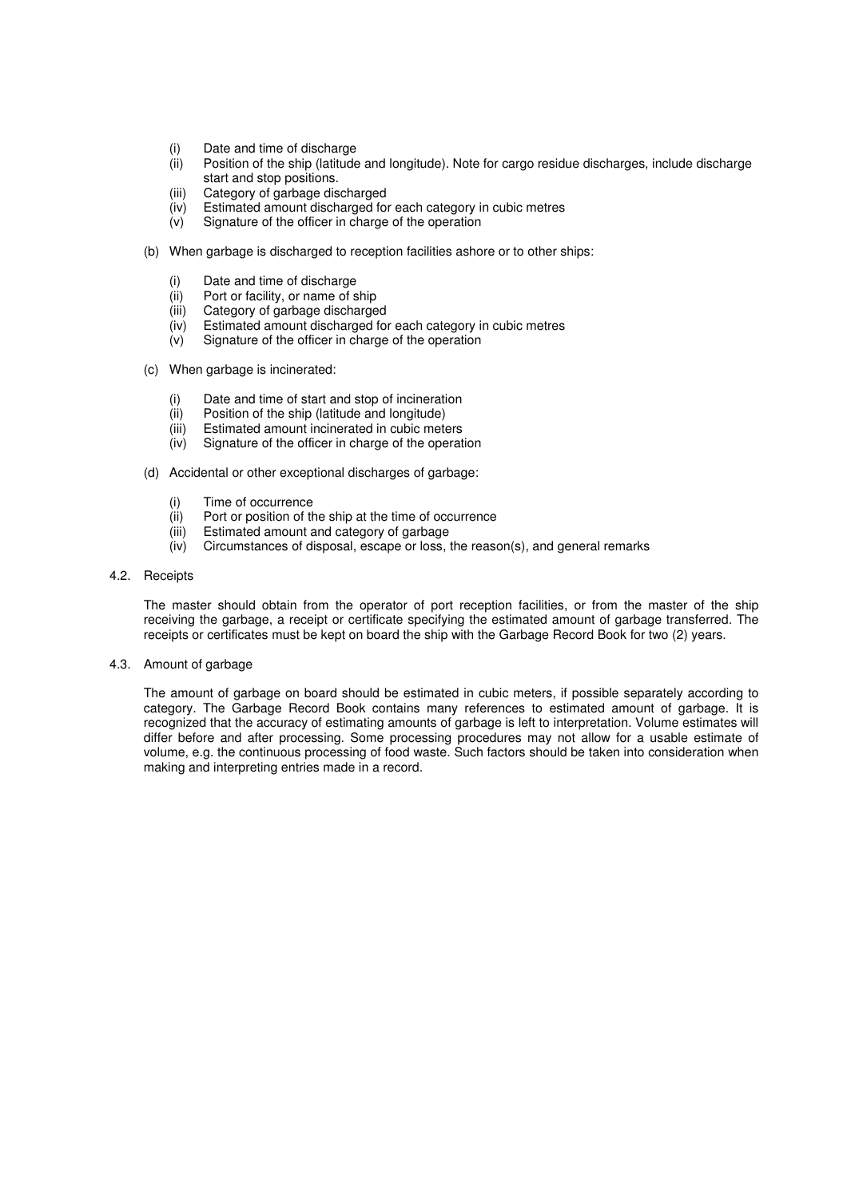(i) Date and time of discharge
(ii) Position of the ship (latitude and longitude). Note for cargo residue discharges, include discharge start and stop positions.
(iii) Category of garbage discharged
(iv) Estimated amount discharged for each category in cubic metres
(v) Signature of the officer in charge of the operation

(b) When garbage is discharged to reception facilities ashore or to other ships:

(i) Date and time of discharge
(ii) Port or facility, or name of ship
(iii) Category of garbage discharged
(iv) Estimated amount discharged for each category in cubic metres
(v) Signature of the officer in charge of the operation

(c) When garbage is incinerated:

(i) Date and time of start and stop of incineration
(ii) Position of the ship (latitude and longitude)
(iii) Estimated amount incinerated in cubic meters
(iv) Signature of the officer in charge of the operation

(d) Accidental or other exceptional discharges of garbage:

(i) Time of occurrence
(ii) Port or position of the ship at the time of occurrence
(iii) Estimated amount and category of garbage
(iv) Circumstances of disposal, escape or loss, the reason(s), and general remarks

## 4.2. Receipts

The master should obtain from the operator of port reception facilities, or from the master of the ship receiving the garbage, a receipt or certificate specifying the estimated amount of garbage transferred. The receipts or certificates must be kept on board the ship with the Garbage Record Book for two (2) years.

## 4.3. Amount of garbage

The amount of garbage on board should be estimated in cubic meters, if possible separately according to category. The Garbage Record Book contains many references to estimated amount of garbage. It is recognized that the accuracy of estimating amounts of garbage is left to interpretation. Volume estimates will differ before and after processing. Some processing procedures may not allow for a usable estimate of volume, e.g. the continuous processing of food waste. Such factors should be taken into consideration when making and interpreting entries made in a record.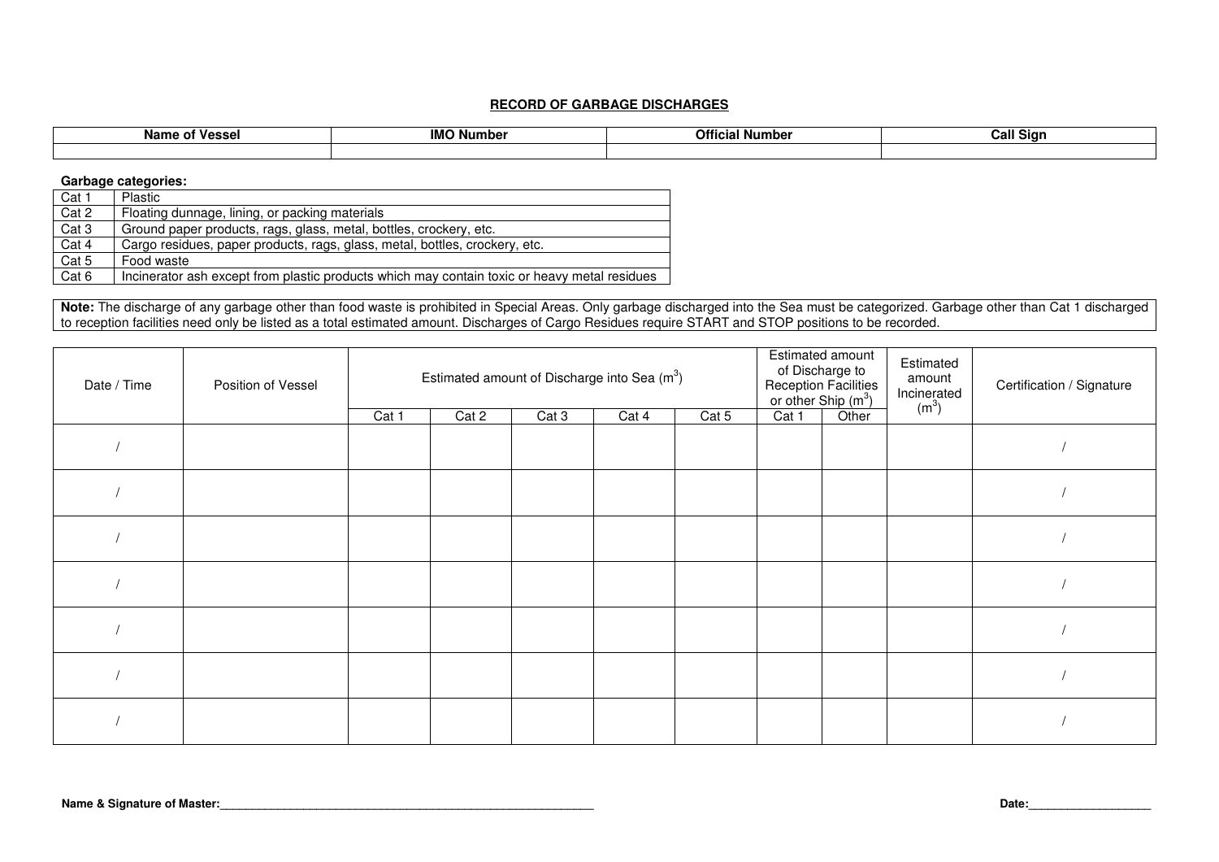## RECORD OF GARBAGE DISCHARGES

| Name of Vessel | IMO Number | Official Number | Call Sign |
|---|---|---|---|
| | | | |

**Garbage categories:**

| | |
|---|---|
| Cat 1 | Plastic |
| Cat 2 | Floating dunnage, lining, or packing materials |
| Cat 3 | Ground paper products, rags, glass, metal, bottles, crockery, etc. |
| Cat 4 | Cargo residues, paper products, rags, glass, metal, bottles, crockery, etc. |
| Cat 5 | Food waste |
| Cat 6 | Incinerator ash except from plastic products which may contain toxic or heavy metal residues |

**Note:** The discharge of any garbage other than food waste is prohibited in Special Areas. Only garbage discharged into the Sea must be categorized. Garbage other than Cat 1 discharged to reception facilities need only be listed as a total estimated amount. Discharges of Cargo Residues require START and STOP positions to be recorded.

| Date / Time | Position of Vessel | Estimated amount of Discharge into Sea ($m^3$) | | | | | Estimated amount of Discharge to Reception Facilities or other Ship ($m^3$) | | Estimated amount Incinerated ($m^3$) | Certification / Signature |
|---|---|---|---|---|---|---|---|---|---|---|
| | | Cat 1 | Cat 2 | Cat 3 | Cat 4 | Cat 5 | Cat 1 | Other | | |
| / | | | | | | | | | | / |
| / | | | | | | | | | | / |
| / | | | | | | | | | | / |
| / | | | | | | | | | | / |
| / | | | | | | | | | | / |
| / | | | | | | | | | | / |
| / | | | | | | | | | | / |

**Name & Signature of Master:**____________________________________________________________

**Date:**___________________